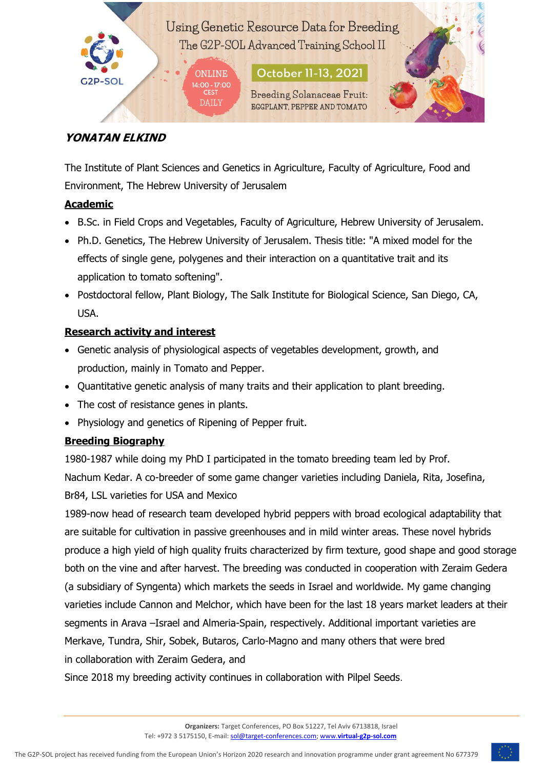Using Genetic Resource Data for Breeding
The G2P-SOL Advanced Training School II

ONLINE 14:00 - 17:00 CEST DAILY

October 11-13, 2021

Breeding Solanaceae Fruit: EGGPLANT, PEPPER AND TOMATO

## *YONATAN ELKIND*

The Institute of Plant Sciences and Genetics in Agriculture, Faculty of Agriculture, Food and Environment, The Hebrew University of Jerusalem

### Academic

- B.Sc. in Field Crops and Vegetables, Faculty of Agriculture, Hebrew University of Jerusalem.
- Ph.D. Genetics, The Hebrew University of Jerusalem. Thesis title: "A mixed model for the effects of single gene, polygenes and their interaction on a quantitative trait and its application to tomato softening".
- Postdoctoral fellow, Plant Biology, The Salk Institute for Biological Science, San Diego, CA, USA.

### Research activity and interest

- Genetic analysis of physiological aspects of vegetables development, growth, and production, mainly in Tomato and Pepper.
- Quantitative genetic analysis of many traits and their application to plant breeding.
- The cost of resistance genes in plants.
- Physiology and genetics of Ripening of Pepper fruit.

### Breeding Biography

1980-1987 while doing my PhD I participated in the tomato breeding team led by Prof. Nachum Kedar. A co-breeder of some game changer varieties including Daniela, Rita, Josefina, Br84, LSL varieties for USA and Mexico

1989-now head of research team developed hybrid peppers with broad ecological adaptability that are suitable for cultivation in passive greenhouses and in mild winter areas. These novel hybrids produce a high yield of high quality fruits characterized by firm texture, good shape and good storage both on the vine and after harvest. The breeding was conducted in cooperation with Zeraim Gedera (a subsidiary of Syngenta) which markets the seeds in Israel and worldwide. My game changing varieties include Cannon and Melchor, which have been for the last 18 years market leaders at their segments in Arava –Israel and Almeria-Spain, respectively. Additional important varieties are Merkave, Tundra, Shir, Sobek, Butaros, Carlo-Magno and many others that were bred in collaboration with Zeraim Gedera, and

Since 2018 my breeding activity continues in collaboration with Pilpel Seeds.

**Organizers:** Target Conferences, PO Box 51227, Tel Aviv 6713818, Israel
Tel: +972 3 5175150, E-mail: sol@target-conferences.com; www.virtual-g2p-sol.com

The G2P-SOL project has received funding from the European Union's Horizon 2020 research and innovation programme under grant agreement No 677379